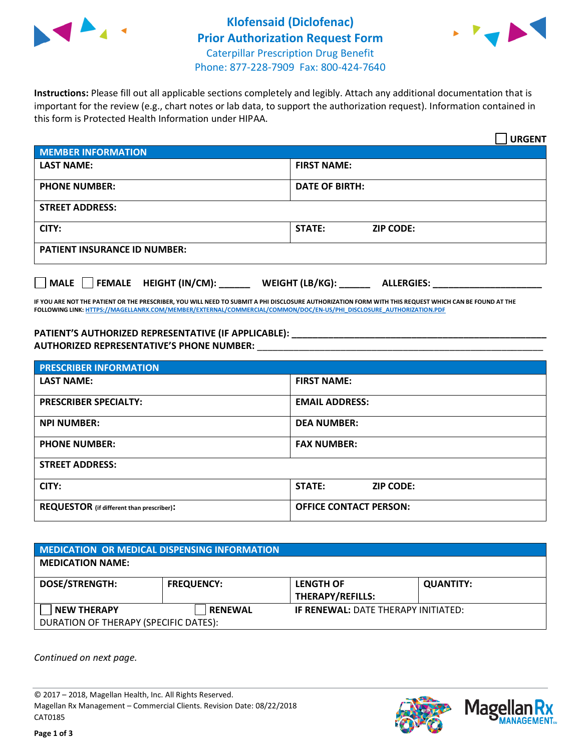# Klofensaid (Diclofenac)
## Prior Authorization Request Form

Caterpillar Prescription Drug Benefit
Phone: 877-228-7909 Fax: 800-424-7640

**Instructions:** Please fill out all applicable sections completely and legibly. Attach any additional documentation that is important for the review (e.g., chart notes or lab data, to support the authorization request). Information contained in this form is Protected Health Information under HIPAA.

☐ **URGENT**

| MEMBER INFORMATION | | |
|---|---|---|
| **LAST NAME:** | **FIRST NAME:** | |
| **PHONE NUMBER:** | **DATE OF BIRTH:** | |
| **STREET ADDRESS:** | | |
| **CITY:** | **STATE:** | **ZIP CODE:** |
| **PATIENT INSURANCE ID NUMBER:** | | |

☐ **MALE** ☐ **FEMALE** **HEIGHT (IN/CM):** ______ **WEIGHT (LB/KG):** ______ **ALLERGIES:** ____________________

**IF YOU ARE NOT THE PATIENT OR THE PRESCRIBER, YOU WILL NEED TO SUBMIT A PHI DISCLOSURE AUTHORIZATION FORM WITH THIS REQUEST WHICH CAN BE FOUND AT THE FOLLOWING LINK: HTTPS://MAGELLANRX.COM/MEMBER/EXTERNAL/COMMERCIAL/COMMON/DOC/EN-US/PHI_DISCLOSURE_AUTHORIZATION.PDF**

**PATIENT'S AUTHORIZED REPRESENTATIVE (IF APPLICABLE):** ______________________________________________
**AUTHORIZED REPRESENTATIVE'S PHONE NUMBER:** ______________________________________________

| PRESCRIBER INFORMATION | | |
|---|---|---|
| **LAST NAME:** | **FIRST NAME:** | |
| **PRESCRIBER SPECIALTY:** | **EMAIL ADDRESS:** | |
| **NPI NUMBER:** | **DEA NUMBER:** | |
| **PHONE NUMBER:** | **FAX NUMBER:** | |
| **STREET ADDRESS:** | | |
| **CITY:** | **STATE:** | **ZIP CODE:** |
| **REQUESTOR** (if different than prescriber)**:** | **OFFICE CONTACT PERSON:** | |

| MEDICATION OR MEDICAL DISPENSING INFORMATION | | | |
|---|---|---|---|
| **MEDICATION NAME:** | | | |
| **DOSE/STRENGTH:** | **FREQUENCY:** | **LENGTH OF THERAPY/REFILLS:** | **QUANTITY:** |
| ☐ **NEW THERAPY** | ☐ **RENEWAL** | **IF RENEWAL:** DATE THERAPY INITIATED: | |
| DURATION OF THERAPY (SPECIFIC DATES): | | | |

*Continued on next page.*

© 2017 – 2018, Magellan Health, Inc. All Rights Reserved.
Magellan Rx Management – Commercial Clients. Revision Date: 08/22/2018
CAT0185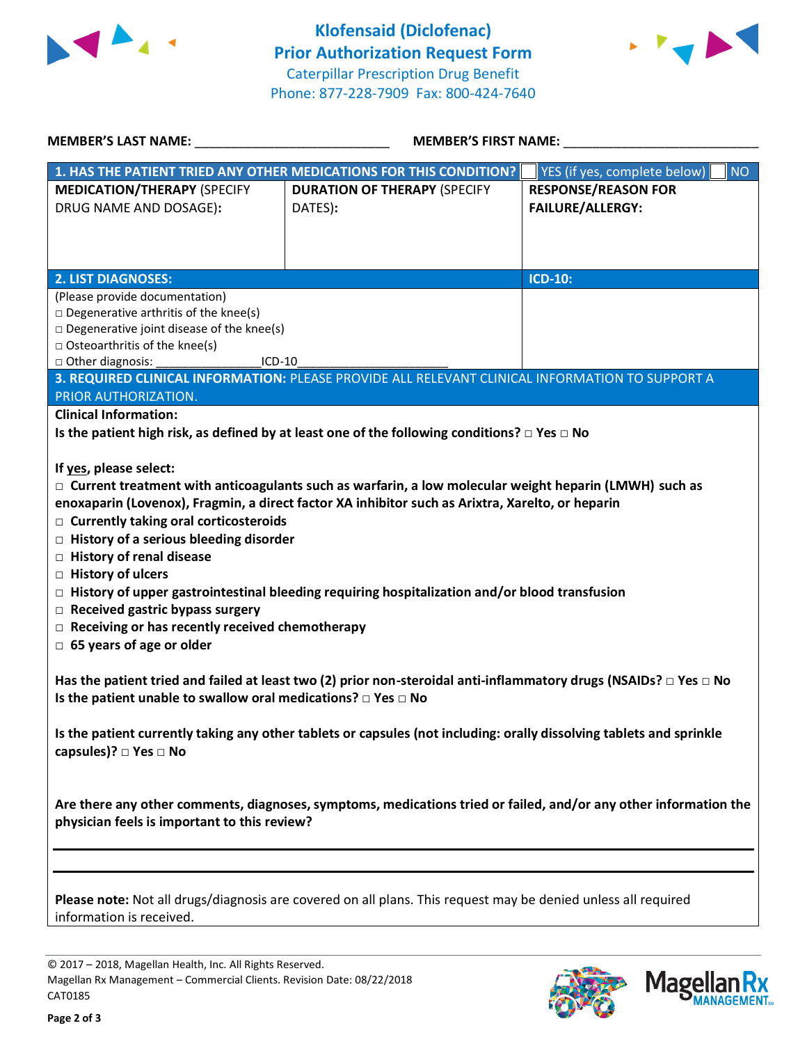# Klofensaid (Diclofenac)
## Prior Authorization Request Form

Caterpillar Prescription Drug Benefit
Phone: 877-228-7909 Fax: 800-424-7640

**MEMBER'S LAST NAME:** ___________________________ **MEMBER'S FIRST NAME:** ___________________________

| **1. HAS THE PATIENT TRIED ANY OTHER MEDICATIONS FOR THIS CONDITION?** | | ☐ YES (if yes, complete below) ☐ NO |
|---|---|---|
| **MEDICATION/THERAPY** (SPECIFY DRUG NAME AND DOSAGE): | **DURATION OF THERAPY** (SPECIFY DATES): | **RESPONSE/REASON FOR FAILURE/ALLERGY:** |
| | | |

| **2. LIST DIAGNOSES:** | **ICD-10:** |
|---|---|
| (Please provide documentation)<br>□ Degenerative arthritis of the knee(s)<br>□ Degenerative joint disease of the knee(s)<br>□ Osteoarthritis of the knee(s)<br>□ Other diagnosis: _______________ICD-10_____________________ | |

**3. REQUIRED CLINICAL INFORMATION:** PLEASE PROVIDE ALL RELEVANT CLINICAL INFORMATION TO SUPPORT A PRIOR AUTHORIZATION.

**Clinical Information:**

**Is the patient high risk, as defined by at least one of the following conditions? □ Yes □ No**

**If yes, please select:**

- □ **Current treatment with anticoagulants such as warfarin, a low molecular weight heparin (LMWH) such as enoxaparin (Lovenox), Fragmin, a direct factor XA inhibitor such as Arixtra, Xarelto, or heparin**
- □ **Currently taking oral corticosteroids**
- □ **History of a serious bleeding disorder**
- □ **History of renal disease**
- □ **History of ulcers**
- □ **History of upper gastrointestinal bleeding requiring hospitalization and/or blood transfusion**
- □ **Received gastric bypass surgery**
- □ **Receiving or has recently received chemotherapy**
- □ **65 years of age or older**

**Has the patient tried and failed at least two (2) prior non-steroidal anti-inflammatory drugs (NSAIDs? □ Yes □ No**
**Is the patient unable to swallow oral medications? □ Yes □ No**

**Is the patient currently taking any other tablets or capsules (not including: orally dissolving tablets and sprinkle capsules)? □ Yes □ No**

**Are there any other comments, diagnoses, symptoms, medications tried or failed, and/or any other information the physician feels is important to this review?**

_______________________________________________________________

_______________________________________________________________

**Please note:** Not all drugs/diagnosis are covered on all plans. This request may be denied unless all required information is received.

© 2017 – 2018, Magellan Health, Inc. All Rights Reserved.
Magellan Rx Management – Commercial Clients. Revision Date: 08/22/2018
CAT0185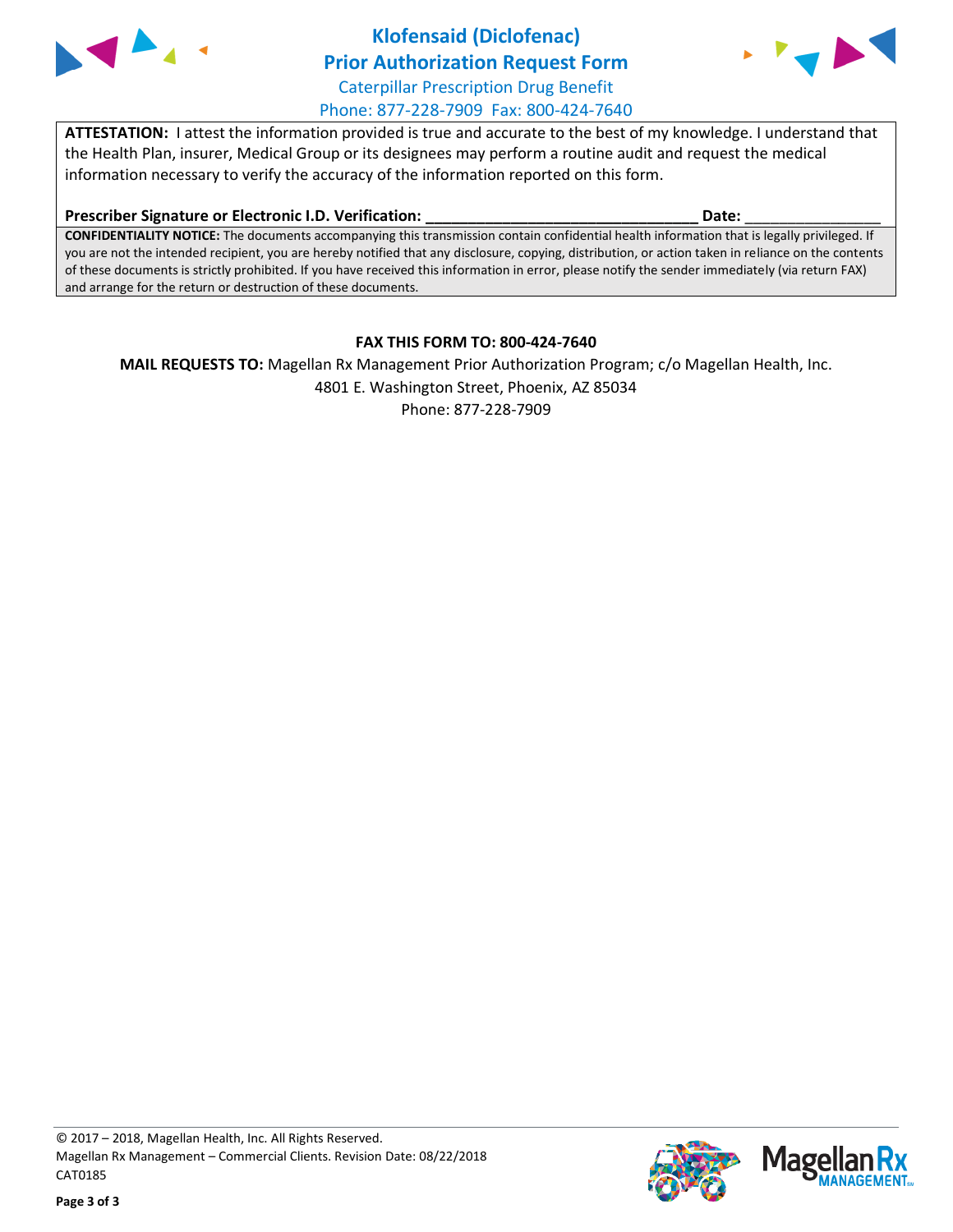**ATTESTATION:** I attest the information provided is true and accurate to the best of my knowledge. I understand that the Health Plan, insurer, Medical Group or its designees may perform a routine audit and request the medical information necessary to verify the accuracy of the information reported on this form.

**Prescriber Signature or Electronic I.D. Verification: ______________________________ Date: _______________**

**CONFIDENTIALITY NOTICE:** The documents accompanying this transmission contain confidential health information that is legally privileged. If you are not the intended recipient, you are hereby notified that any disclosure, copying, distribution, or action taken in reliance on the contents of these documents is strictly prohibited. If you have received this information in error, please notify the sender immediately (via return FAX) and arrange for the return or destruction of these documents.

**FAX THIS FORM TO: 800-424-7640**

**MAIL REQUESTS TO:** Magellan Rx Management Prior Authorization Program; c/o Magellan Health, Inc.
4801 E. Washington Street, Phoenix, AZ 85034
Phone: 877-228-7909

© 2017 – 2018, Magellan Health, Inc. All Rights Reserved.
Magellan Rx Management – Commercial Clients. Revision Date: 08/22/2018
CAT0185